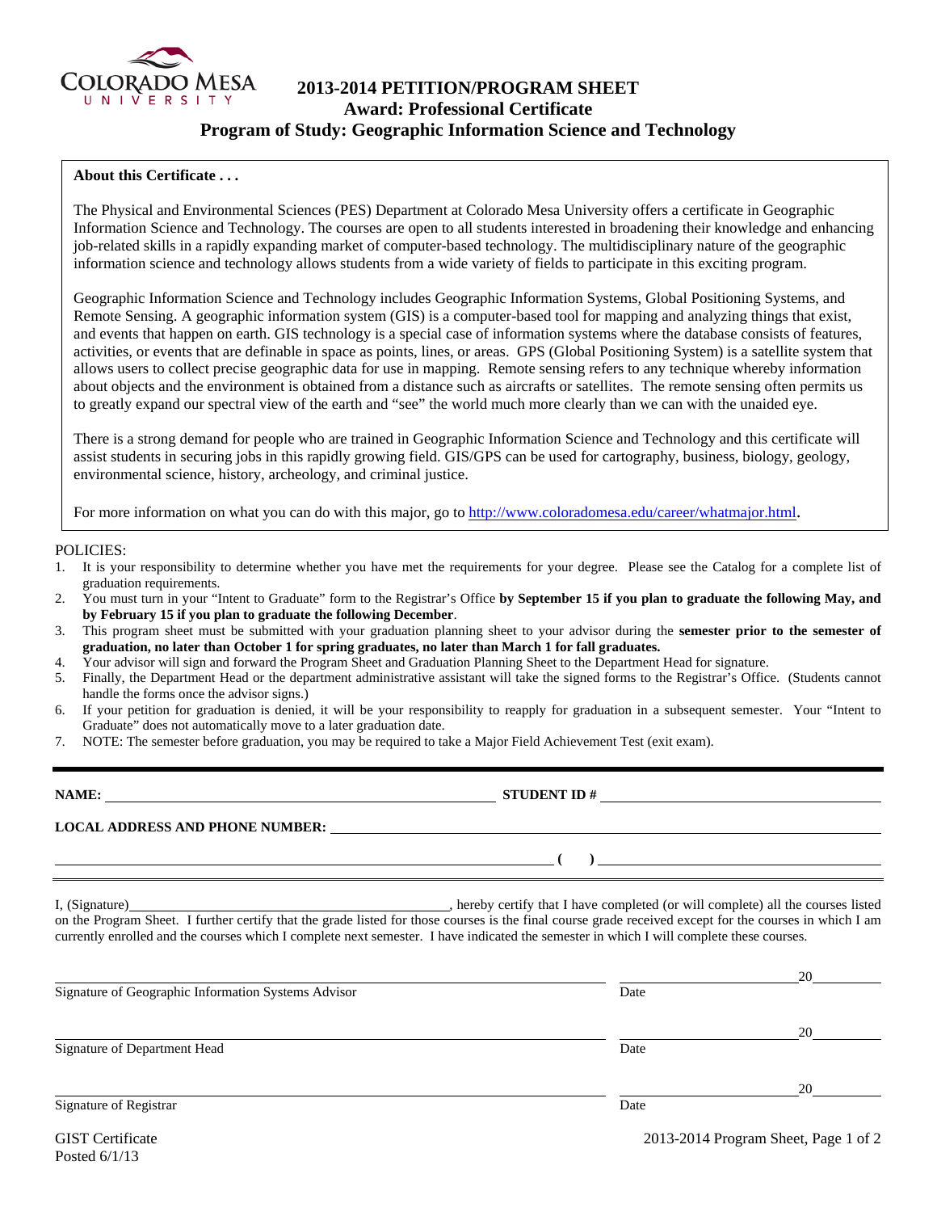# 2013-2014 PETITION/PROGRAM SHEET
## Award: Professional Certificate
## Program of Study: Geographic Information Science and Technology

**About this Certificate . . .**

The Physical and Environmental Sciences (PES) Department at Colorado Mesa University offers a certificate in Geographic Information Science and Technology. The courses are open to all students interested in broadening their knowledge and enhancing job-related skills in a rapidly expanding market of computer-based technology. The multidisciplinary nature of the geographic information science and technology allows students from a wide variety of fields to participate in this exciting program.

Geographic Information Science and Technology includes Geographic Information Systems, Global Positioning Systems, and Remote Sensing. A geographic information system (GIS) is a computer-based tool for mapping and analyzing things that exist, and events that happen on earth. GIS technology is a special case of information systems where the database consists of features, activities, or events that are definable in space as points, lines, or areas. GPS (Global Positioning System) is a satellite system that allows users to collect precise geographic data for use in mapping. Remote sensing refers to any technique whereby information about objects and the environment is obtained from a distance such as aircrafts or satellites. The remote sensing often permits us to greatly expand our spectral view of the earth and "see" the world much more clearly than we can with the unaided eye.

There is a strong demand for people who are trained in Geographic Information Science and Technology and this certificate will assist students in securing jobs in this rapidly growing field. GIS/GPS can be used for cartography, business, biology, geology, environmental science, history, archeology, and criminal justice.

For more information on what you can do with this major, go to http://www.coloradomesa.edu/career/whatmajor.html.

POLICIES:

1. It is your responsibility to determine whether you have met the requirements for your degree. Please see the Catalog for a complete list of graduation requirements.
2. You must turn in your "Intent to Graduate" form to the Registrar's Office **by September 15 if you plan to graduate the following May, and by February 15 if you plan to graduate the following December**.
3. This program sheet must be submitted with your graduation planning sheet to your advisor during the **semester prior to the semester of graduation, no later than October 1 for spring graduates, no later than March 1 for fall graduates.**
4. Your advisor will sign and forward the Program Sheet and Graduation Planning Sheet to the Department Head for signature.
5. Finally, the Department Head or the department administrative assistant will take the signed forms to the Registrar's Office. (Students cannot handle the forms once the advisor signs.)
6. If your petition for graduation is denied, it will be your responsibility to reapply for graduation in a subsequent semester. Your "Intent to Graduate" does not automatically move to a later graduation date.
7. NOTE: The semester before graduation, you may be required to take a Major Field Achievement Test (exit exam).

---

**NAME:** ______________________________ **STUDENT ID #** ______________________________

**LOCAL ADDRESS AND PHONE NUMBER:** ______________________________

______________________________ **( )** ______________________________

I, (Signature)______________________________, hereby certify that I have completed (or will complete) all the courses listed on the Program Sheet. I further certify that the grade listed for those courses is the final course grade received except for the courses in which I am currently enrolled and the courses which I complete next semester. I have indicated the semester in which I will complete these courses.

______________________________ ______________20______
Signature of Geographic Information Systems Advisor Date

______________________________ ______________20______
Signature of Department Head Date

______________________________ ______________20______
Signature of Registrar Date

GIST Certificate
Posted 6/1/13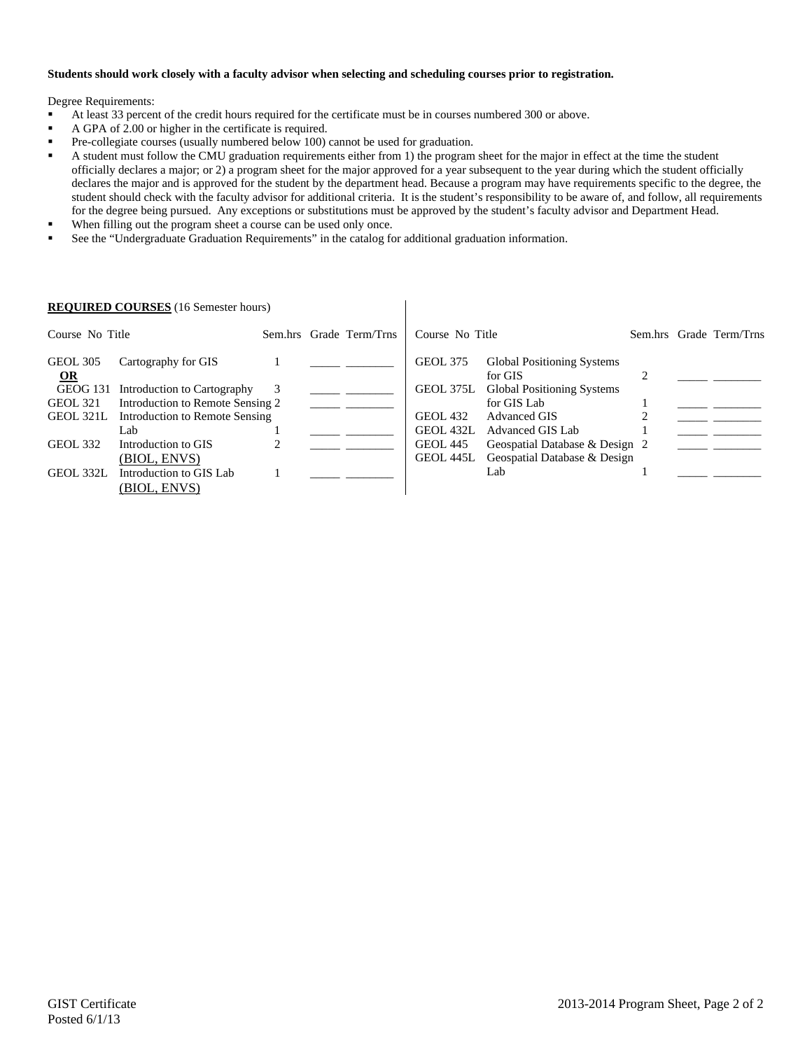**Students should work closely with a faculty advisor when selecting and scheduling courses prior to registration.**

Degree Requirements:

- At least 33 percent of the credit hours required for the certificate must be in courses numbered 300 or above.
- A GPA of 2.00 or higher in the certificate is required.
- Pre-collegiate courses (usually numbered below 100) cannot be used for graduation.
- A student must follow the CMU graduation requirements either from 1) the program sheet for the major in effect at the time the student officially declares a major; or 2) a program sheet for the major approved for a year subsequent to the year during which the student officially declares the major and is approved for the student by the department head. Because a program may have requirements specific to the degree, the student should check with the faculty advisor for additional criteria. It is the student's responsibility to be aware of, and follow, all requirements for the degree being pursued. Any exceptions or substitutions must be approved by the student's faculty advisor and Department Head.
- When filling out the program sheet a course can be used only once.
- See the "Undergraduate Graduation Requirements" in the catalog for additional graduation information.

**REQUIRED COURSES** (16 Semester hours)

| Course No | Title | Sem.hrs | Grade | Term/Trns |
|---|---|---|---|---|
| GEOL 305 | Cartography for GIS | 1 | _____ | ________ |
| **OR** | | | | |
| GEOG 131 | Introduction to Cartography | 3 | _____ | ________ |
| GEOL 321 | Introduction to Remote Sensing | 2 | _____ | ________ |
| GEOL 321L | Introduction to Remote Sensing Lab | 1 | _____ | ________ |
| GEOL 332 | Introduction to GIS (BIOL, ENVS) | 2 | _____ | ________ |
| GEOL 332L | Introduction to GIS Lab (BIOL, ENVS) | 1 | _____ | ________ |
| GEOL 375 | Global Positioning Systems for GIS | 2 | _____ | ________ |
| GEOL 375L | Global Positioning Systems for GIS Lab | 1 | _____ | ________ |
| GEOL 432 | Advanced GIS | 2 | _____ | ________ |
| GEOL 432L | Advanced GIS Lab | 1 | _____ | ________ |
| GEOL 445 | Geospatial Database & Design | 2 | _____ | ________ |
| GEOL 445L | Geospatial Database & Design Lab | 1 | _____ | ________ |